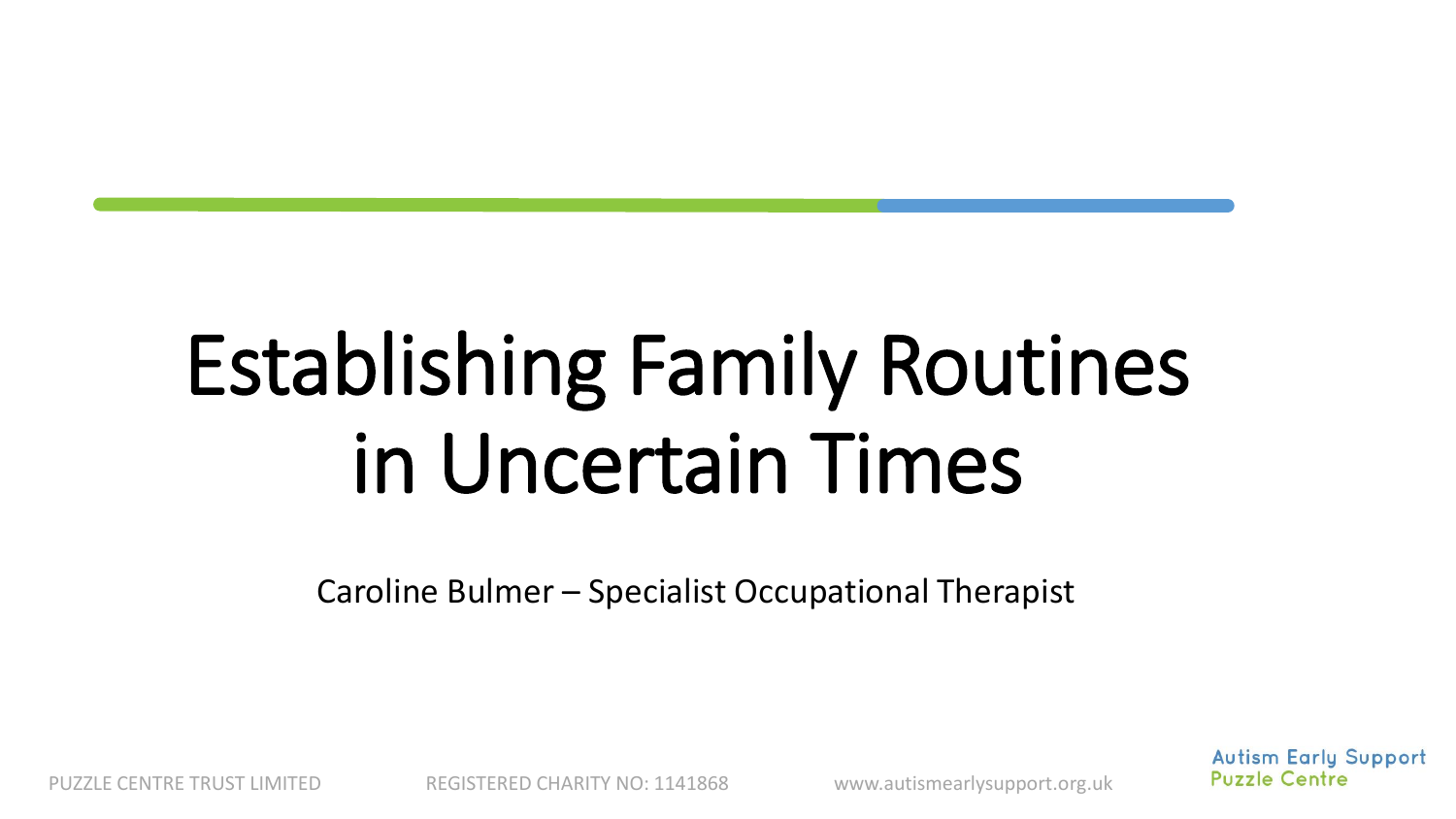# Establishing Family Routines in Uncertain Times

Caroline Bulmer – Specialist Occupational Therapist

PUZZLE CENTRE TRUST LIMITED REGISTERED CHARITY NO: 1141868 www.autismearlysupport.org.uk

Autism Early Support Puzzle Centre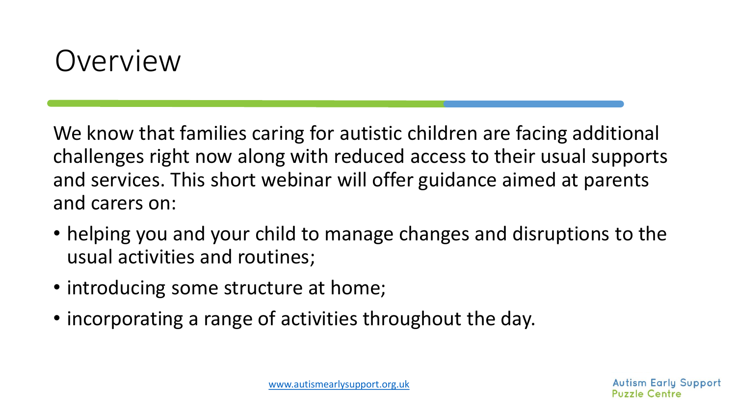# Overview

We know that families caring for autistic children are facing additional challenges right now along with reduced access to their usual supports and services. This short webinar will offer guidance aimed at parents and carers on:

- helping you and your child to manage changes and disruptions to the usual activities and routines;
- introducing some structure at home;
- incorporating a range of activities throughout the day.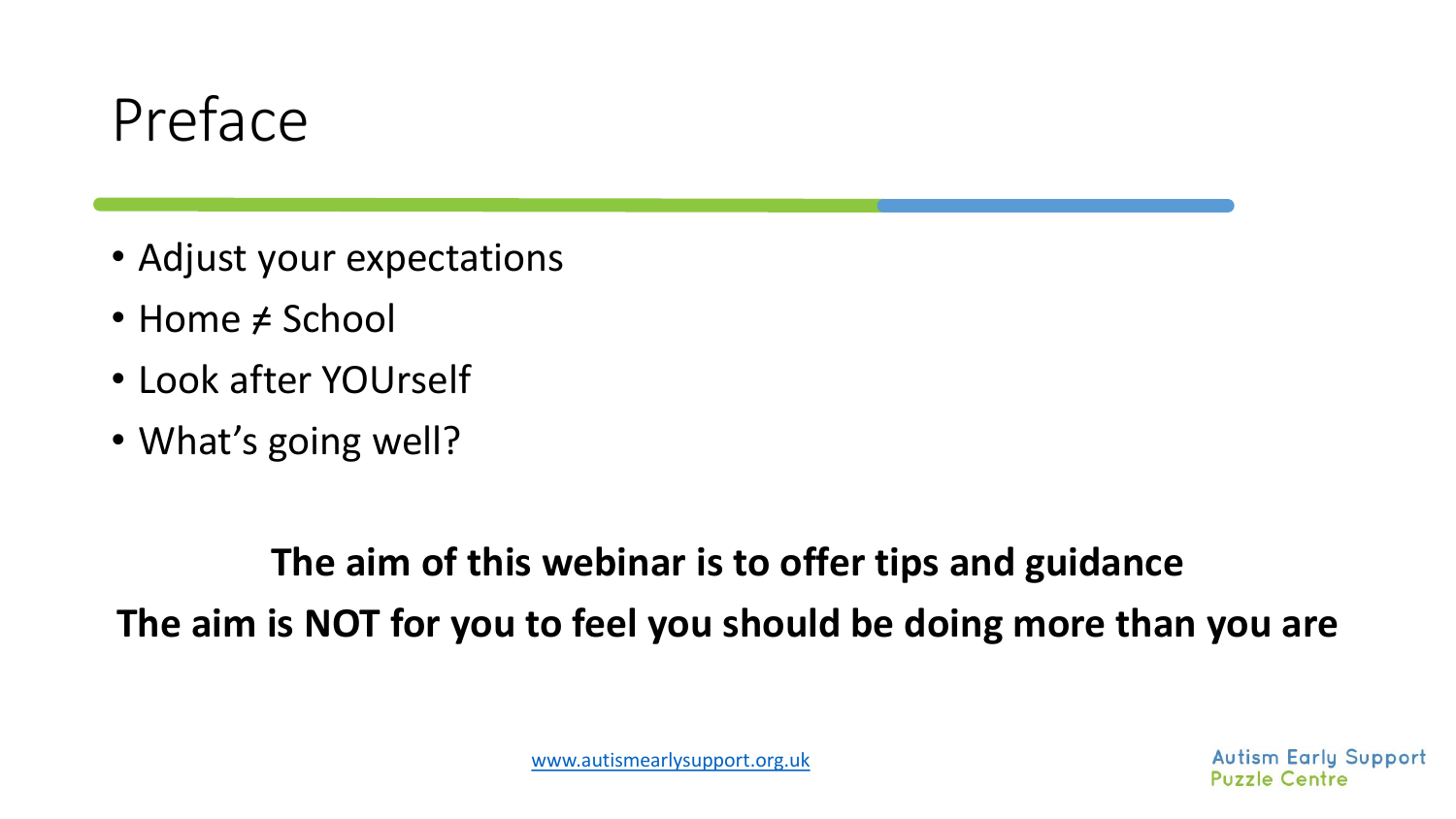# Preface

- Adjust your expectations
- Home ≠ School
- Look after YOUrself
- What's going well?

**The aim of this webinar is to offer tips and guidance**

**The aim is NOT for you to feel you should be doing more than you are**

www.autismearlysupport.org.uk

Autism Early Support
Puzzle Centre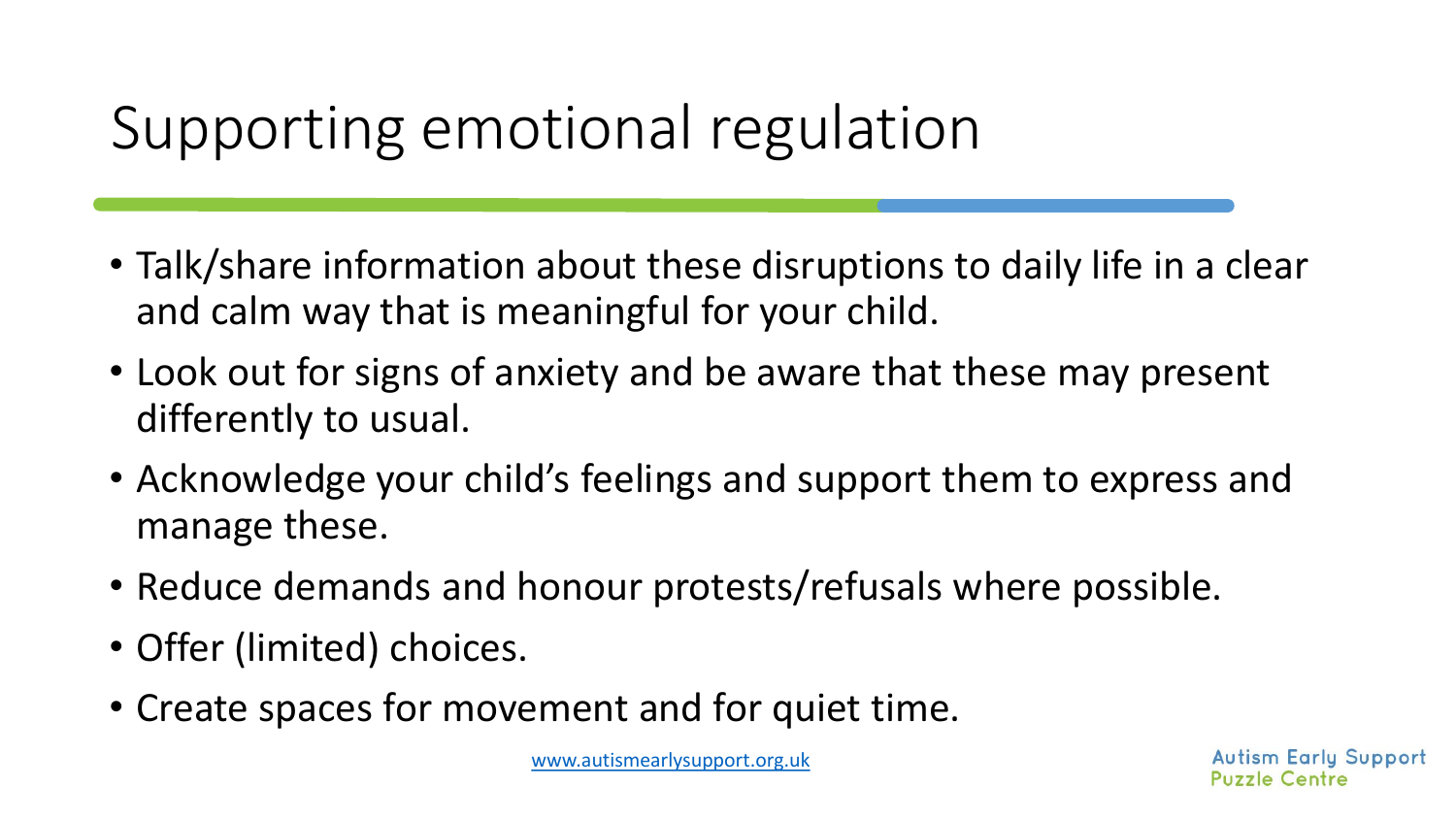# Supporting emotional regulation

- Talk/share information about these disruptions to daily life in a clear and calm way that is meaningful for your child.
- Look out for signs of anxiety and be aware that these may present differently to usual.
- Acknowledge your child's feelings and support them to express and manage these.
- Reduce demands and honour protests/refusals where possible.
- Offer (limited) choices.
- Create spaces for movement and for quiet time.

www.autismearlysupport.org.uk

Autism Early Support
Puzzle Centre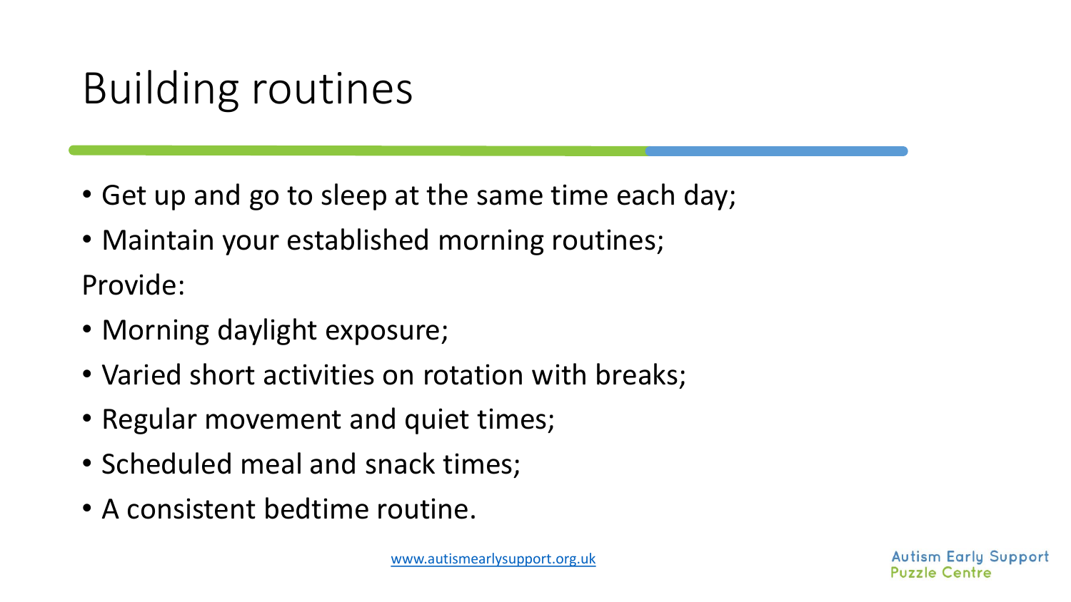# Building routines

- Get up and go to sleep at the same time each day;
- Maintain your established morning routines;

Provide:

- Morning daylight exposure;
- Varied short activities on rotation with breaks;
- Regular movement and quiet times;
- Scheduled meal and snack times;
- A consistent bedtime routine.

www.autismearlysupport.org.uk

Autism Early Support
Puzzle Centre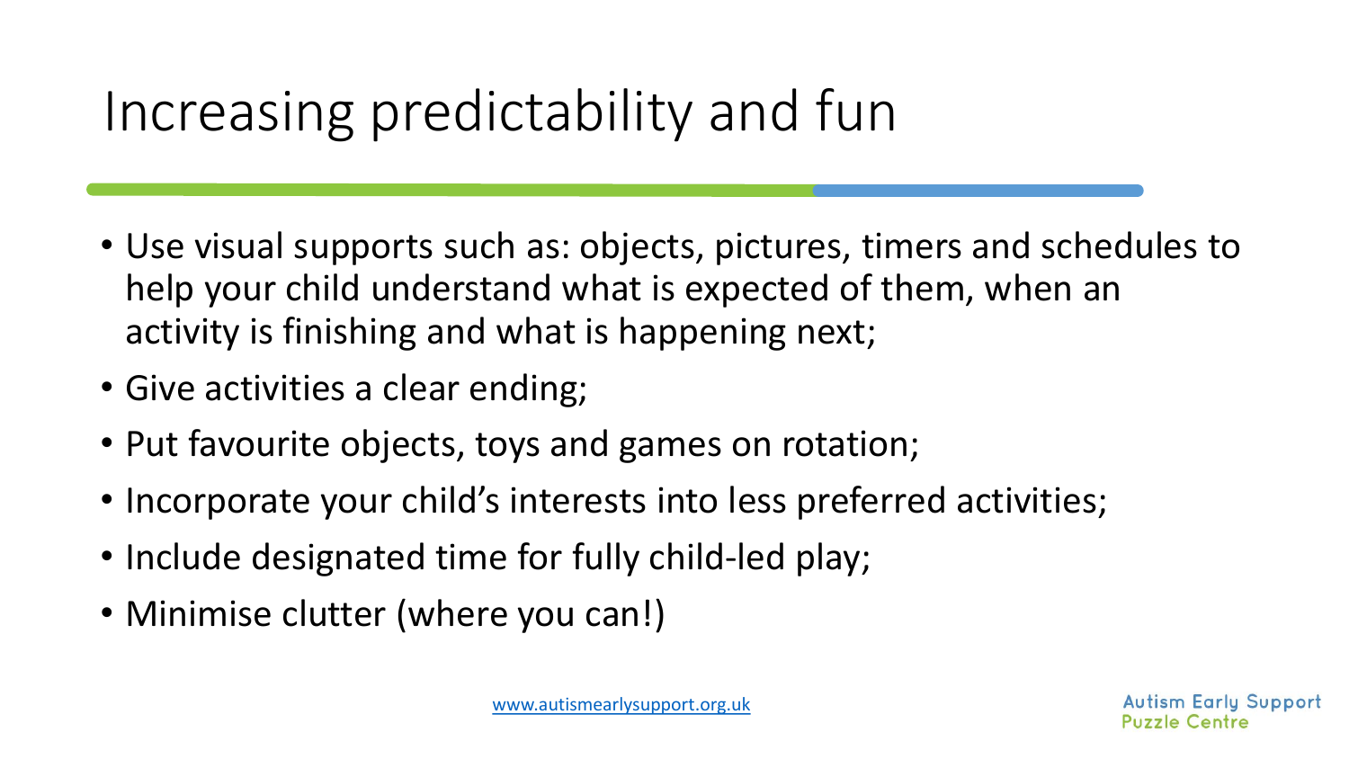# Increasing predictability and fun

- Use visual supports such as: objects, pictures, timers and schedules to help your child understand what is expected of them, when an activity is finishing and what is happening next;
- Give activities a clear ending;
- Put favourite objects, toys and games on rotation;
- Incorporate your child's interests into less preferred activities;
- Include designated time for fully child-led play;
- Minimise clutter (where you can!)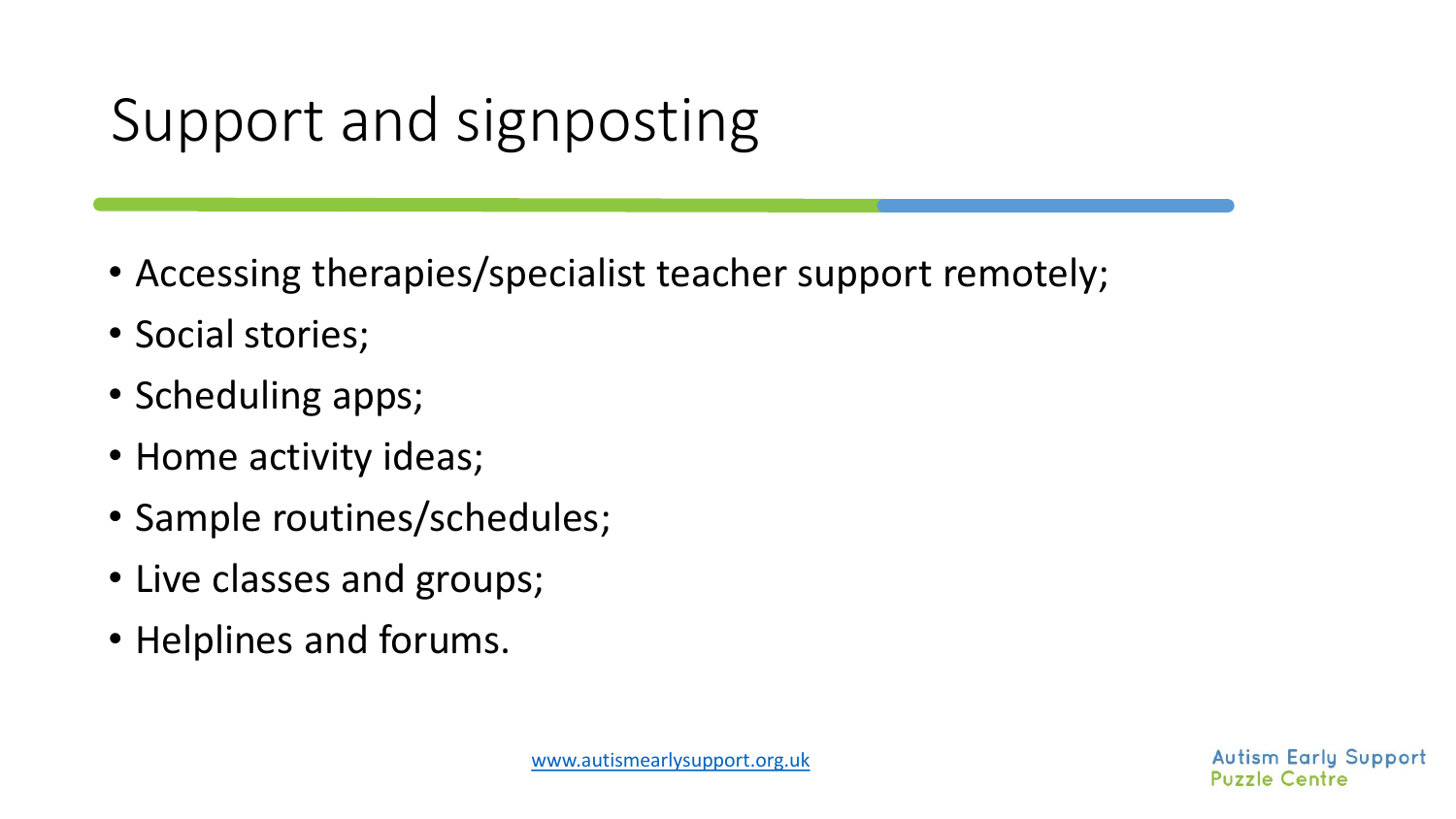# Support and signposting

- Accessing therapies/specialist teacher support remotely;
- Social stories;
- Scheduling apps;
- Home activity ideas;
- Sample routines/schedules;
- Live classes and groups;
- Helplines and forums.

www.autismearlysupport.org.uk

Autism Early Support
Puzzle Centre